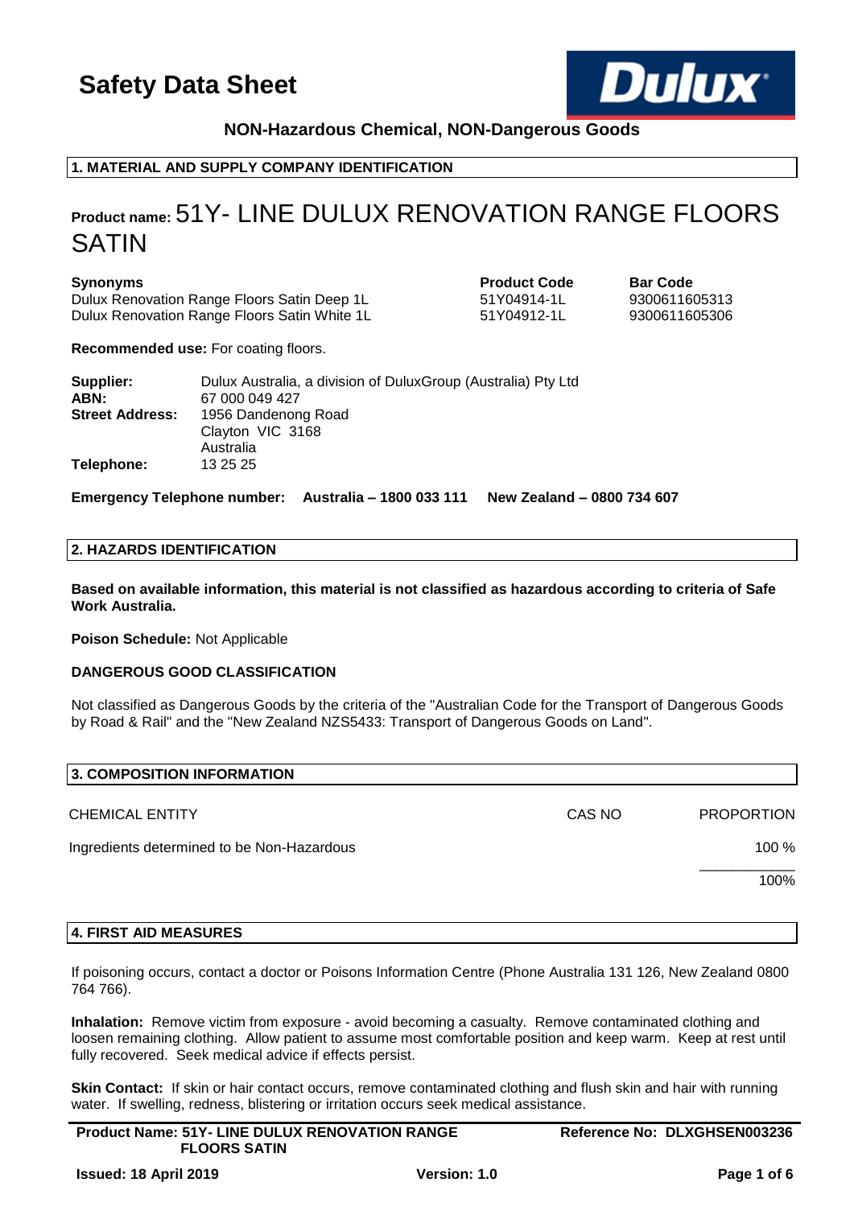# Safety Data Sheet

**NON-Hazardous Chemical, NON-Dangerous Goods**

## 1. MATERIAL AND SUPPLY COMPANY IDENTIFICATION

**Product name:** 51Y- LINE DULUX RENOVATION RANGE FLOORS SATIN

| Synonyms | Product Code | Bar Code |
|---|---|---|
| Dulux Renovation Range Floors Satin Deep 1L | 51Y04914-1L | 9300611605313 |
| Dulux Renovation Range Floors Satin White 1L | 51Y04912-1L | 9300611605306 |

**Recommended use:** For coating floors.

**Supplier:** Dulux Australia, a division of DuluxGroup (Australia) Pty Ltd
**ABN:** 67 000 049 427
**Street Address:** 1956 Dandenong Road
Clayton VIC 3168
Australia
**Telephone:** 13 25 25

**Emergency Telephone number: Australia – 1800 033 111 New Zealand – 0800 734 607**

## 2. HAZARDS IDENTIFICATION

**Based on available information, this material is not classified as hazardous according to criteria of Safe Work Australia.**

**Poison Schedule:** Not Applicable

**DANGEROUS GOOD CLASSIFICATION**

Not classified as Dangerous Goods by the criteria of the "Australian Code for the Transport of Dangerous Goods by Road & Rail" and the "New Zealand NZS5433: Transport of Dangerous Goods on Land".

## 3. COMPOSITION INFORMATION

| CHEMICAL ENTITY | CAS NO | PROPORTION |
|---|---|---|
| Ingredients determined to be Non-Hazardous | | 100 % |
| | | 100% |

## 4. FIRST AID MEASURES

If poisoning occurs, contact a doctor or Poisons Information Centre (Phone Australia 131 126, New Zealand 0800 764 766).

**Inhalation:** Remove victim from exposure - avoid becoming a casualty. Remove contaminated clothing and loosen remaining clothing. Allow patient to assume most comfortable position and keep warm. Keep at rest until fully recovered. Seek medical advice if effects persist.

**Skin Contact:** If skin or hair contact occurs, remove contaminated clothing and flush skin and hair with running water. If swelling, redness, blistering or irritation occurs seek medical assistance.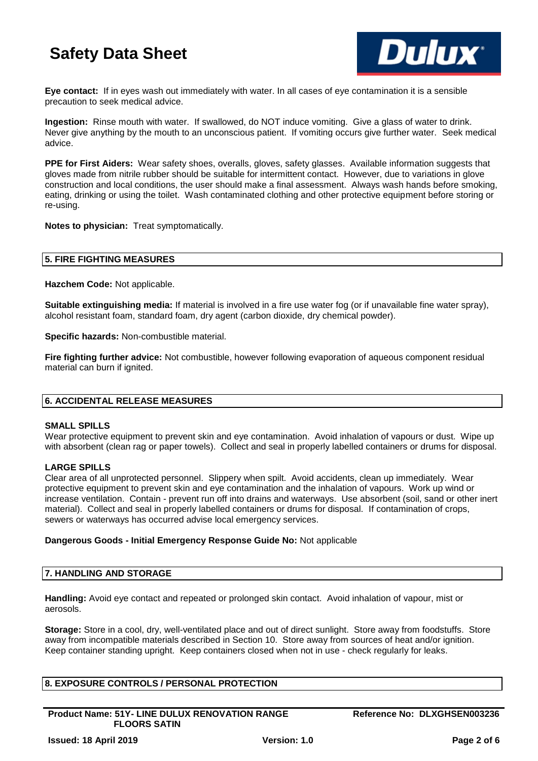**Eye contact:** If in eyes wash out immediately with water. In all cases of eye contamination it is a sensible precaution to seek medical advice.

**Ingestion:** Rinse mouth with water. If swallowed, do NOT induce vomiting. Give a glass of water to drink. Never give anything by the mouth to an unconscious patient. If vomiting occurs give further water. Seek medical advice.

**PPE for First Aiders:** Wear safety shoes, overalls, gloves, safety glasses. Available information suggests that gloves made from nitrile rubber should be suitable for intermittent contact. However, due to variations in glove construction and local conditions, the user should make a final assessment. Always wash hands before smoking, eating, drinking or using the toilet. Wash contaminated clothing and other protective equipment before storing or re-using.

**Notes to physician:** Treat symptomatically.

## 5. FIRE FIGHTING MEASURES

**Hazchem Code:** Not applicable.

**Suitable extinguishing media:** If material is involved in a fire use water fog (or if unavailable fine water spray), alcohol resistant foam, standard foam, dry agent (carbon dioxide, dry chemical powder).

**Specific hazards:** Non-combustible material.

**Fire fighting further advice:** Not combustible, however following evaporation of aqueous component residual material can burn if ignited.

## 6. ACCIDENTAL RELEASE MEASURES

**SMALL SPILLS**

Wear protective equipment to prevent skin and eye contamination. Avoid inhalation of vapours or dust. Wipe up with absorbent (clean rag or paper towels). Collect and seal in properly labelled containers or drums for disposal.

**LARGE SPILLS**

Clear area of all unprotected personnel. Slippery when spilt. Avoid accidents, clean up immediately. Wear protective equipment to prevent skin and eye contamination and the inhalation of vapours. Work up wind or increase ventilation. Contain - prevent run off into drains and waterways. Use absorbent (soil, sand or other inert material). Collect and seal in properly labelled containers or drums for disposal. If contamination of crops, sewers or waterways has occurred advise local emergency services.

**Dangerous Goods - Initial Emergency Response Guide No:** Not applicable

## 7. HANDLING AND STORAGE

**Handling:** Avoid eye contact and repeated or prolonged skin contact. Avoid inhalation of vapour, mist or aerosols.

**Storage:** Store in a cool, dry, well-ventilated place and out of direct sunlight. Store away from foodstuffs. Store away from incompatible materials described in Section 10. Store away from sources of heat and/or ignition. Keep container standing upright. Keep containers closed when not in use - check regularly for leaks.

## 8. EXPOSURE CONTROLS / PERSONAL PROTECTION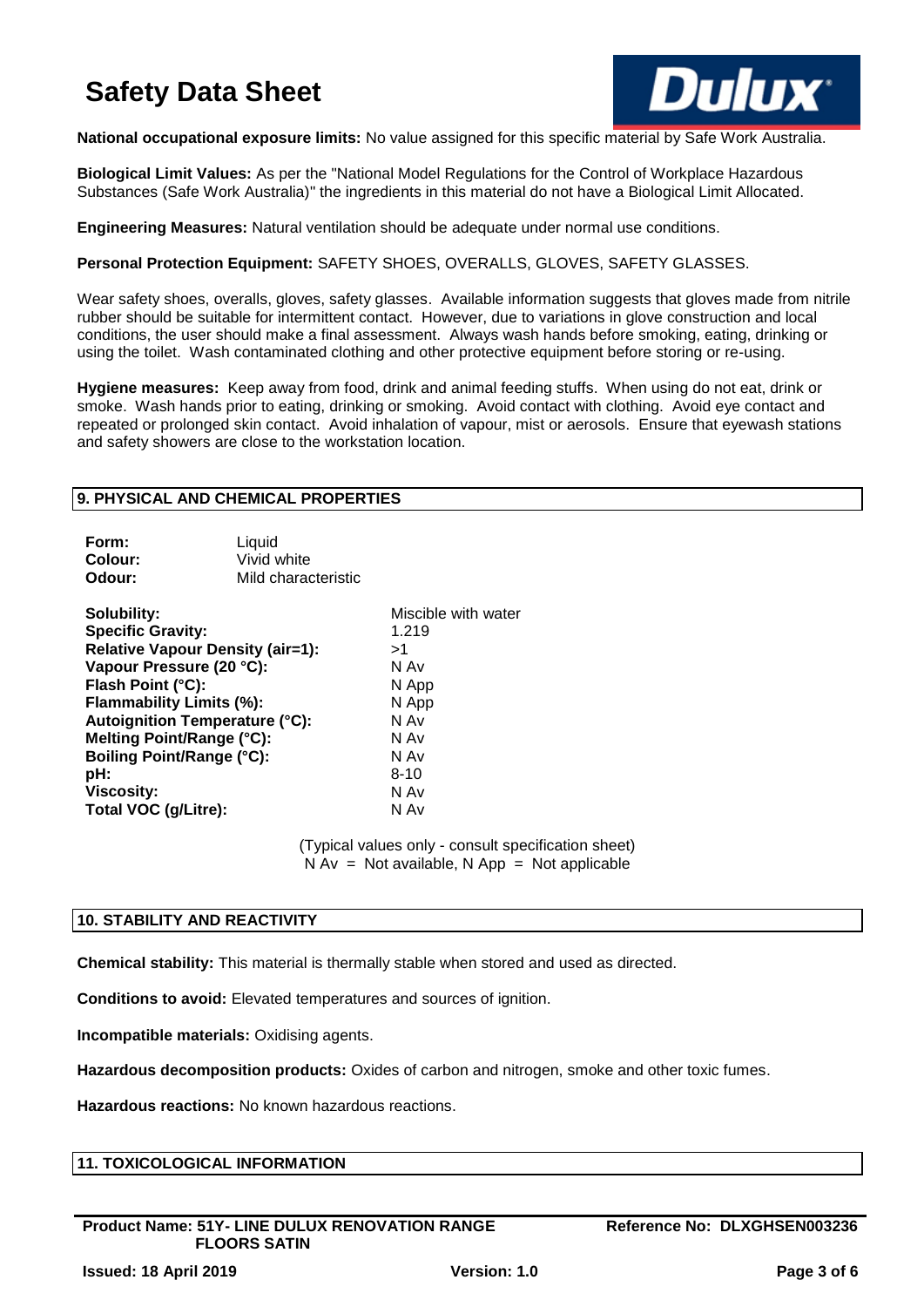**National occupational exposure limits:** No value assigned for this specific material by Safe Work Australia.

**Biological Limit Values:** As per the "National Model Regulations for the Control of Workplace Hazardous Substances (Safe Work Australia)" the ingredients in this material do not have a Biological Limit Allocated.

**Engineering Measures:** Natural ventilation should be adequate under normal use conditions.

**Personal Protection Equipment:** SAFETY SHOES, OVERALLS, GLOVES, SAFETY GLASSES.

Wear safety shoes, overalls, gloves, safety glasses. Available information suggests that gloves made from nitrile rubber should be suitable for intermittent contact. However, due to variations in glove construction and local conditions, the user should make a final assessment. Always wash hands before smoking, eating, drinking or using the toilet. Wash contaminated clothing and other protective equipment before storing or re-using.

**Hygiene measures:** Keep away from food, drink and animal feeding stuffs. When using do not eat, drink or smoke. Wash hands prior to eating, drinking or smoking. Avoid contact with clothing. Avoid eye contact and repeated or prolonged skin contact. Avoid inhalation of vapour, mist or aerosols. Ensure that eyewash stations and safety showers are close to the workstation location.

## 9. PHYSICAL AND CHEMICAL PROPERTIES

| | |
|---|---|
| **Form:** | Liquid |
| **Colour:** | Vivid white |
| **Odour:** | Mild characteristic |

| | |
|---|---|
| **Solubility:** | Miscible with water |
| **Specific Gravity:** | 1.219 |
| **Relative Vapour Density (air=1):** | >1 |
| **Vapour Pressure (20 °C):** | N Av |
| **Flash Point (°C):** | N App |
| **Flammability Limits (%):** | N App |
| **Autoignition Temperature (°C):** | N Av |
| **Melting Point/Range (°C):** | N Av |
| **Boiling Point/Range (°C):** | N Av |
| **pH:** | 8-10 |
| **Viscosity:** | N Av |
| **Total VOC (g/Litre):** | N Av |

(Typical values only - consult specification sheet)
N Av = Not available, N App = Not applicable

## 10. STABILITY AND REACTIVITY

**Chemical stability:** This material is thermally stable when stored and used as directed.

**Conditions to avoid:** Elevated temperatures and sources of ignition.

**Incompatible materials:** Oxidising agents.

**Hazardous decomposition products:** Oxides of carbon and nitrogen, smoke and other toxic fumes.

**Hazardous reactions:** No known hazardous reactions.

## 11. TOXICOLOGICAL INFORMATION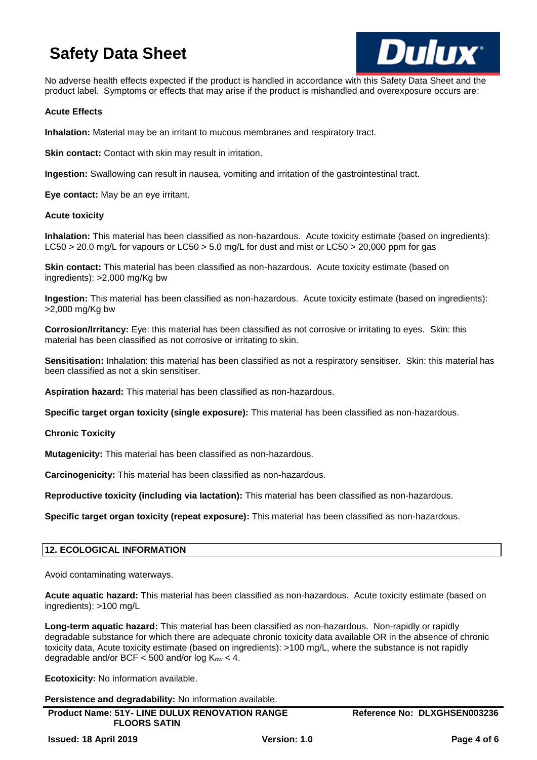No adverse health effects expected if the product is handled in accordance with this Safety Data Sheet and the product label. Symptoms or effects that may arise if the product is mishandled and overexposure occurs are:

**Acute Effects**

**Inhalation:** Material may be an irritant to mucous membranes and respiratory tract.

**Skin contact:** Contact with skin may result in irritation.

**Ingestion:** Swallowing can result in nausea, vomiting and irritation of the gastrointestinal tract.

**Eye contact:** May be an eye irritant.

**Acute toxicity**

**Inhalation:** This material has been classified as non-hazardous. Acute toxicity estimate (based on ingredients): LC50 > 20.0 mg/L for vapours or LC50 > 5.0 mg/L for dust and mist or LC50 > 20,000 ppm for gas

**Skin contact:** This material has been classified as non-hazardous. Acute toxicity estimate (based on ingredients): >2,000 mg/Kg bw

**Ingestion:** This material has been classified as non-hazardous. Acute toxicity estimate (based on ingredients): >2,000 mg/Kg bw

**Corrosion/Irritancy:** Eye: this material has been classified as not corrosive or irritating to eyes. Skin: this material has been classified as not corrosive or irritating to skin.

**Sensitisation:** Inhalation: this material has been classified as not a respiratory sensitiser. Skin: this material has been classified as not a skin sensitiser.

**Aspiration hazard:** This material has been classified as non-hazardous.

**Specific target organ toxicity (single exposure):** This material has been classified as non-hazardous.

**Chronic Toxicity**

**Mutagenicity:** This material has been classified as non-hazardous.

**Carcinogenicity:** This material has been classified as non-hazardous.

**Reproductive toxicity (including via lactation):** This material has been classified as non-hazardous.

**Specific target organ toxicity (repeat exposure):** This material has been classified as non-hazardous.

## 12. ECOLOGICAL INFORMATION

Avoid contaminating waterways.

**Acute aquatic hazard:** This material has been classified as non-hazardous. Acute toxicity estimate (based on ingredients): >100 mg/L

**Long-term aquatic hazard:** This material has been classified as non-hazardous. Non-rapidly or rapidly degradable substance for which there are adequate chronic toxicity data available OR in the absence of chronic toxicity data, Acute toxicity estimate (based on ingredients): >100 mg/L, where the substance is not rapidly degradable and/or BCF < 500 and/or log $K_{ow}$ < 4.

**Ecotoxicity:** No information available.

**Persistence and degradability:** No information available.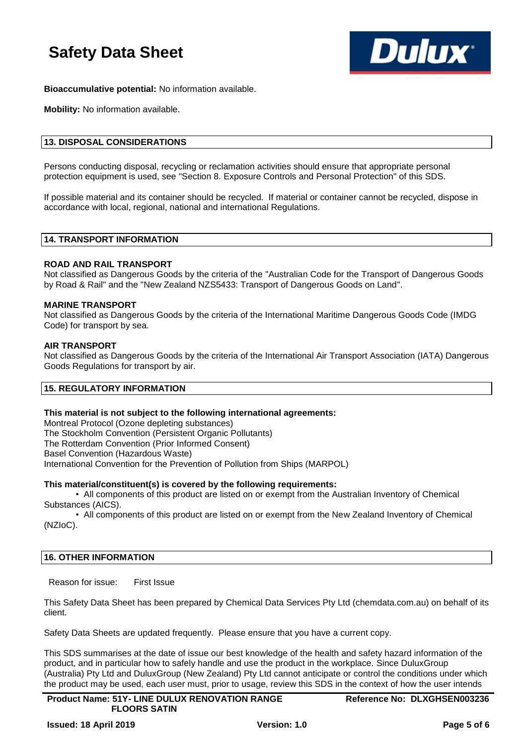**Bioaccumulative potential:** No information available.

**Mobility:** No information available.

## 13. DISPOSAL CONSIDERATIONS

Persons conducting disposal, recycling or reclamation activities should ensure that appropriate personal protection equipment is used, see "Section 8. Exposure Controls and Personal Protection" of this SDS.

If possible material and its container should be recycled. If material or container cannot be recycled, dispose in accordance with local, regional, national and international Regulations.

## 14. TRANSPORT INFORMATION

**ROAD AND RAIL TRANSPORT**
Not classified as Dangerous Goods by the criteria of the "Australian Code for the Transport of Dangerous Goods by Road & Rail" and the "New Zealand NZS5433: Transport of Dangerous Goods on Land".

**MARINE TRANSPORT**
Not classified as Dangerous Goods by the criteria of the International Maritime Dangerous Goods Code (IMDG Code) for transport by sea.

**AIR TRANSPORT**
Not classified as Dangerous Goods by the criteria of the International Air Transport Association (IATA) Dangerous Goods Regulations for transport by air.

## 15. REGULATORY INFORMATION

**This material is not subject to the following international agreements:**
Montreal Protocol (Ozone depleting substances)
The Stockholm Convention (Persistent Organic Pollutants)
The Rotterdam Convention (Prior Informed Consent)
Basel Convention (Hazardous Waste)
International Convention for the Prevention of Pollution from Ships (MARPOL)

**This material/constituent(s) is covered by the following requirements:**

- All components of this product are listed on or exempt from the Australian Inventory of Chemical Substances (AICS).
- All components of this product are listed on or exempt from the New Zealand Inventory of Chemical (NZIoC).

## 16. OTHER INFORMATION

Reason for issue: First Issue

This Safety Data Sheet has been prepared by Chemical Data Services Pty Ltd (chemdata.com.au) on behalf of its client.

Safety Data Sheets are updated frequently. Please ensure that you have a current copy.

This SDS summarises at the date of issue our best knowledge of the health and safety hazard information of the product, and in particular how to safely handle and use the product in the workplace. Since DuluxGroup (Australia) Pty Ltd and DuluxGroup (New Zealand) Pty Ltd cannot anticipate or control the conditions under which the product may be used, each user must, prior to usage, review this SDS in the context of how the user intends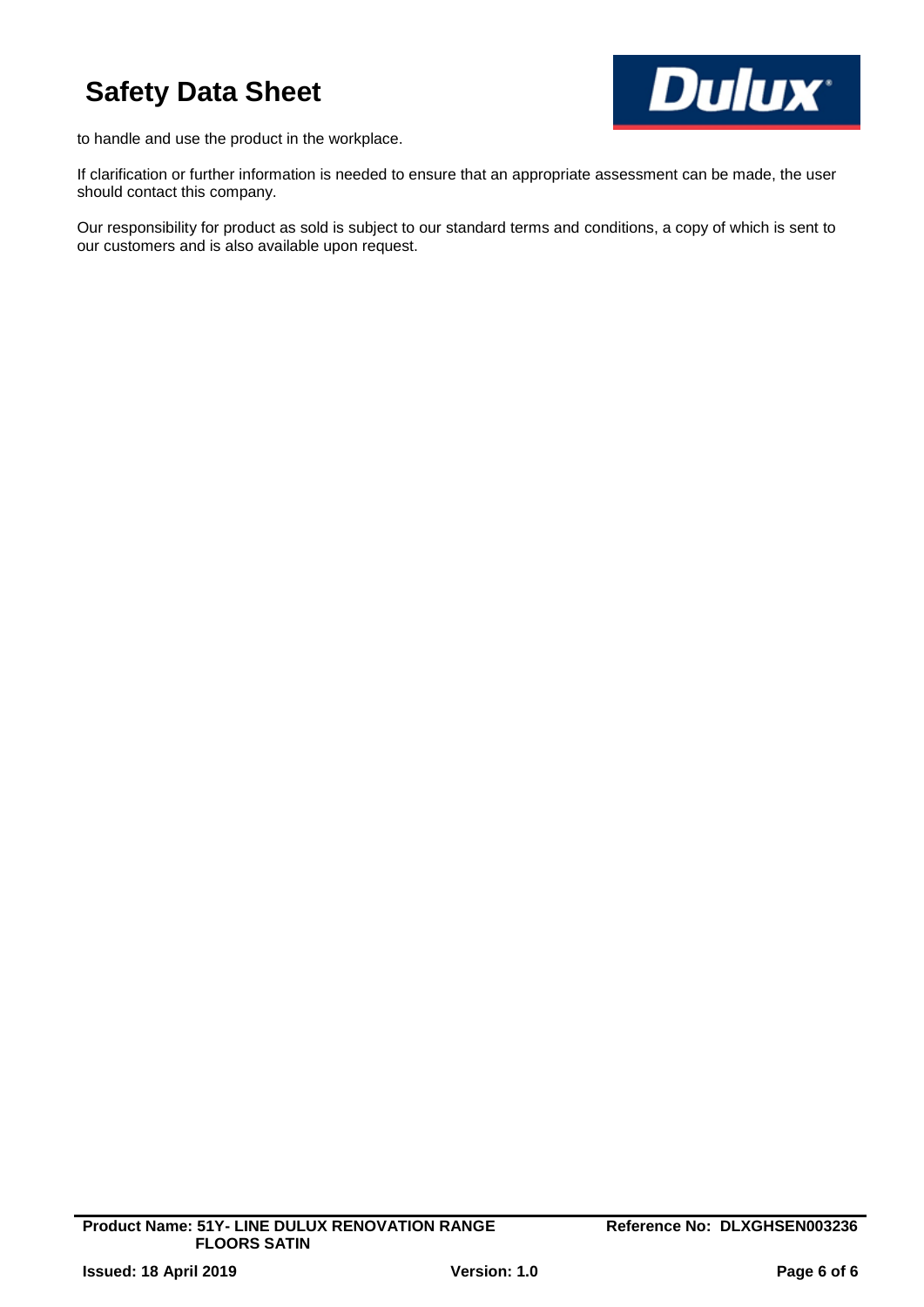to handle and use the product in the workplace.

If clarification or further information is needed to ensure that an appropriate assessment can be made, the user should contact this company.

Our responsibility for product as sold is subject to our standard terms and conditions, a copy of which is sent to our customers and is also available upon request.